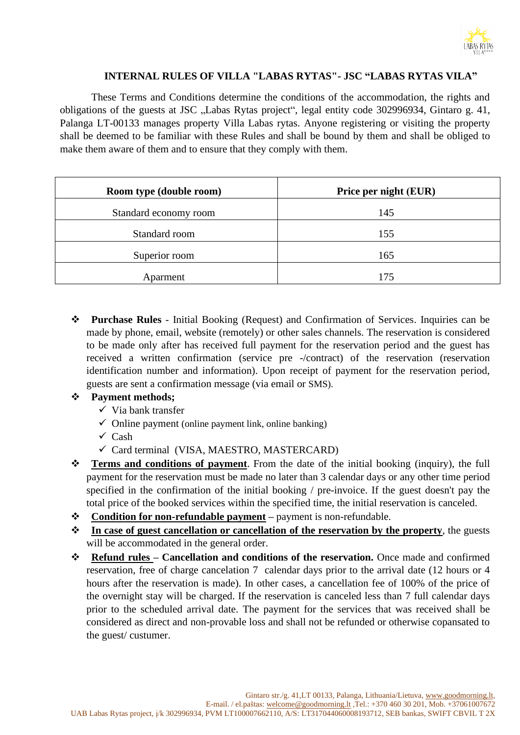## INTERNAL RULES OF VILLA "LABAS RYTAS"- JSC "LABAS RYTAS VILA"

These Terms and Conditions determine the conditions of the accommodation, the rights and obligations of the guests at JSC „Labas Rytas project", legal entity code 302996934, Gintaro g. 41, Palanga LT-00133 manages property Villa Labas rytas. Anyone registering or visiting the property shall be deemed to be familiar with these Rules and shall be bound by them and shall be obliged to make them aware of them and to ensure that they comply with them.

| Room type (double room) | Price per night (EUR) |
|---|---|
| Standard economy room | 145 |
| Standard room | 155 |
| Superior room | 165 |
| Aparment | 175 |

- **Purchase Rules** - Initial Booking (Request) and Confirmation of Services. Inquiries can be made by phone, email, website (remotely) or other sales channels. The reservation is considered to be made only after has received full payment for the reservation period and the guest has received a written confirmation (service pre -/contract) of the reservation (reservation identification number and information). Upon receipt of payment for the reservation period, guests are sent a confirmation message (via email or SMS).
- **Payment methods;**
  - ✓ Via bank transfer
  - ✓ Online payment (online payment link, online banking)
  - ✓ Cash
  - ✓ Card terminal (VISA, MAESTRO, MASTERCARD)
- **Terms and conditions of payment**. From the date of the initial booking (inquiry), the full payment for the reservation must be made no later than 3 calendar days or any other time period specified in the confirmation of the initial booking / pre-invoice. If the guest doesn't pay the total price of the booked services within the specified time, the initial reservation is canceled.
- **Condition for non-refundable payment** – payment is non-refundable.
- **In case of guest cancellation or cancellation of the reservation by the property**, the guests will be accommodated in the general order.
- **Refund rules – Cancellation and conditions of the reservation.** Once made and confirmed reservation, free of charge cancelation 7 calendar days prior to the arrival date (12 hours or 4 hours after the reservation is made). In other cases, a cancellation fee of 100% of the price of the overnight stay will be charged. If the reservation is canceled less than 7 full calendar days prior to the scheduled arrival date. The payment for the services that was received shall be considered as direct and non-provable loss and shall not be refunded or otherwise copansated to the guest/ custumer.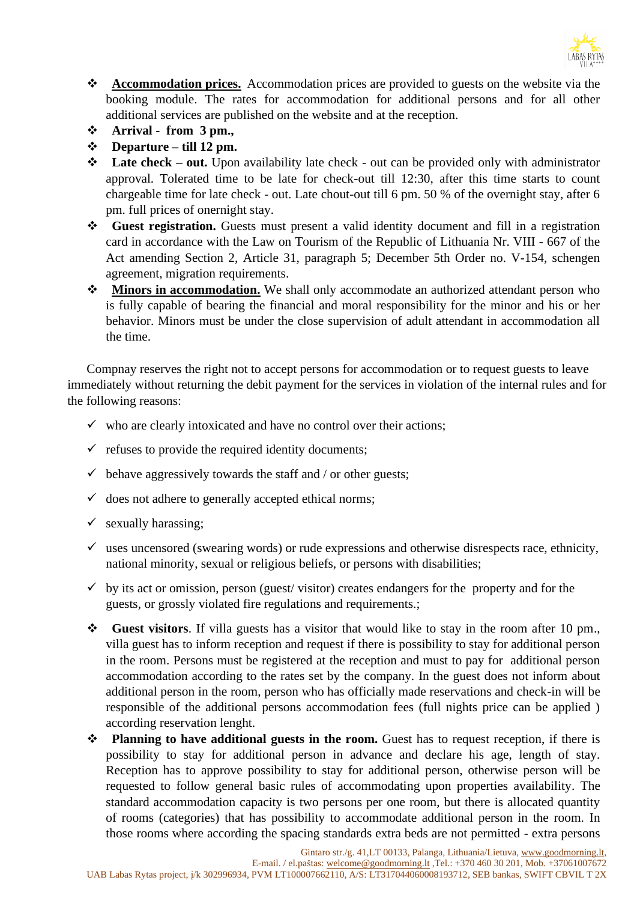- **<u>Accommodation prices.</u>** Accommodation prices are provided to guests on the website via the booking module. The rates for accommodation for additional persons and for all other additional services are published on the website and at the reception.
- **Arrival - from 3 pm.,**
- **Departure – till 12 pm.**
- **Late check – out.** Upon availability late check - out can be provided only with administrator approval. Tolerated time to be late for check-out till 12:30, after this time starts to count chargeable time for late check - out. Late chout-out till 6 pm. 50 % of the overnight stay, after 6 pm. full prices of onernight stay.
- **Guest registration.** Guests must present a valid identity document and fill in a registration card in accordance with the Law on Tourism of the Republic of Lithuania Nr. VIII - 667 of the Act amending Section 2, Article 31, paragraph 5; December 5th Order no. V-154, schengen agreement, migration requirements.
- **<u>Minors in accommodation.</u>** We shall only accommodate an authorized attendant person who is fully capable of bearing the financial and moral responsibility for the minor and his or her behavior. Minors must be under the close supervision of adult attendant in accommodation all the time.

Compnay reserves the right not to accept persons for accommodation or to request guests to leave immediately without returning the debit payment for the services in violation of the internal rules and for the following reasons:

- ✓ who are clearly intoxicated and have no control over their actions;
- ✓ refuses to provide the required identity documents;
- ✓ behave aggressively towards the staff and / or other guests;
- ✓ does not adhere to generally accepted ethical norms;
- ✓ sexually harassing;
- ✓ uses uncensored (swearing words) or rude expressions and otherwise disrespects race, ethnicity, national minority, sexual or religious beliefs, or persons with disabilities;
- ✓ by its act or omission, person (guest/ visitor) creates endangers for the property and for the guests, or grossly violated fire regulations and requirements.;

- **Guest visitors**. If villa guests has a visitor that would like to stay in the room after 10 pm., villa guest has to inform reception and request if there is possibility to stay for additional person in the room. Persons must be registered at the reception and must to pay for additional person accommodation according to the rates set by the company. In the guest does not inform about additional person in the room, person who has officially made reservations and check-in will be responsible of the additional persons accommodation fees (full nights price can be applied ) according reservation lenght.
- **Planning to have additional guests in the room.** Guest has to request reception, if there is possibility to stay for additional person in advance and declare his age, length of stay. Reception has to approve possibility to stay for additional person, otherwise person will be requested to follow general basic rules of accommodating upon properties availability. The standard accommodation capacity is two persons per one room, but there is allocated quantity of rooms (categories) that has possibility to accommodate additional person in the room. In those rooms where according the spacing standards extra beds are not permitted - extra persons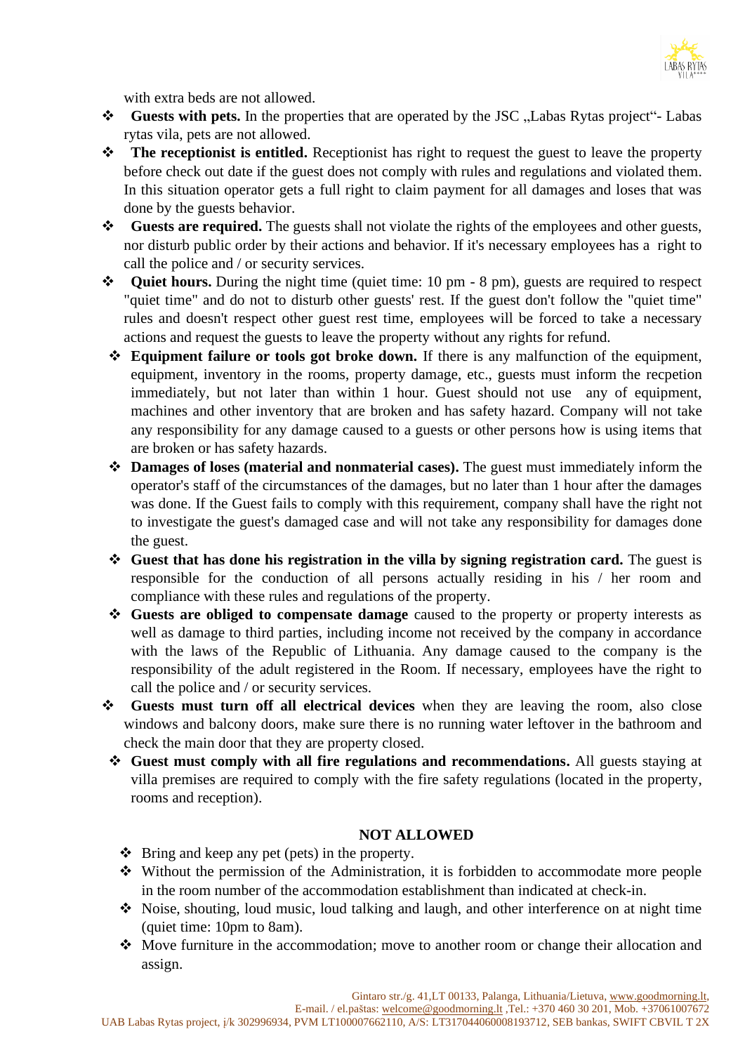with extra beds are not allowed.

- **Guests with pets.** In the properties that are operated by the JSC „Labas Rytas project"- Labas rytas vila, pets are not allowed.
- **The receptionist is entitled.** Receptionist has right to request the guest to leave the property before check out date if the guest does not comply with rules and regulations and violated them. In this situation operator gets a full right to claim payment for all damages and loses that was done by the guests behavior.
- **Guests are required.** The guests shall not violate the rights of the employees and other guests, nor disturb public order by their actions and behavior. If it's necessary employees has a right to call the police and / or security services.
- **Quiet hours.** During the night time (quiet time: 10 pm - 8 pm), guests are required to respect "quiet time" and do not to disturb other guests' rest. If the guest don't follow the "quiet time" rules and doesn't respect other guest rest time, employees will be forced to take a necessary actions and request the guests to leave the property without any rights for refund.
- **Equipment failure or tools got broke down.** If there is any malfunction of the equipment, equipment, inventory in the rooms, property damage, etc., guests must inform the recpetion immediately, but not later than within 1 hour. Guest should not use any of equipment, machines and other inventory that are broken and has safety hazard. Company will not take any responsibility for any damage caused to a guests or other persons how is using items that are broken or has safety hazards.
- **Damages of loses (material and nonmaterial cases).** The guest must immediately inform the operator's staff of the circumstances of the damages, but no later than 1 hour after the damages was done. If the Guest fails to comply with this requirement, company shall have the right not to investigate the guest's damaged case and will not take any responsibility for damages done the guest.
- **Guest that has done his registration in the villa by signing registration card.** The guest is responsible for the conduction of all persons actually residing in his / her room and compliance with these rules and regulations of the property.
- **Guests are obliged to compensate damage** caused to the property or property interests as well as damage to third parties, including income not received by the company in accordance with the laws of the Republic of Lithuania. Any damage caused to the company is the responsibility of the adult registered in the Room. If necessary, employees have the right to call the police and / or security services.
- **Guests must turn off all electrical devices** when they are leaving the room, also close windows and balcony doors, make sure there is no running water leftover in the bathroom and check the main door that they are property closed.
- **Guest must comply with all fire regulations and recommendations.** All guests staying at villa premises are required to comply with the fire safety regulations (located in the property, rooms and reception).

**NOT ALLOWED**

- Bring and keep any pet (pets) in the property.
- Without the permission of the Administration, it is forbidden to accommodate more people in the room number of the accommodation establishment than indicated at check-in.
- Noise, shouting, loud music, loud talking and laugh, and other interference on at night time (quiet time: 10pm to 8am).
- Move furniture in the accommodation; move to another room or change their allocation and assign.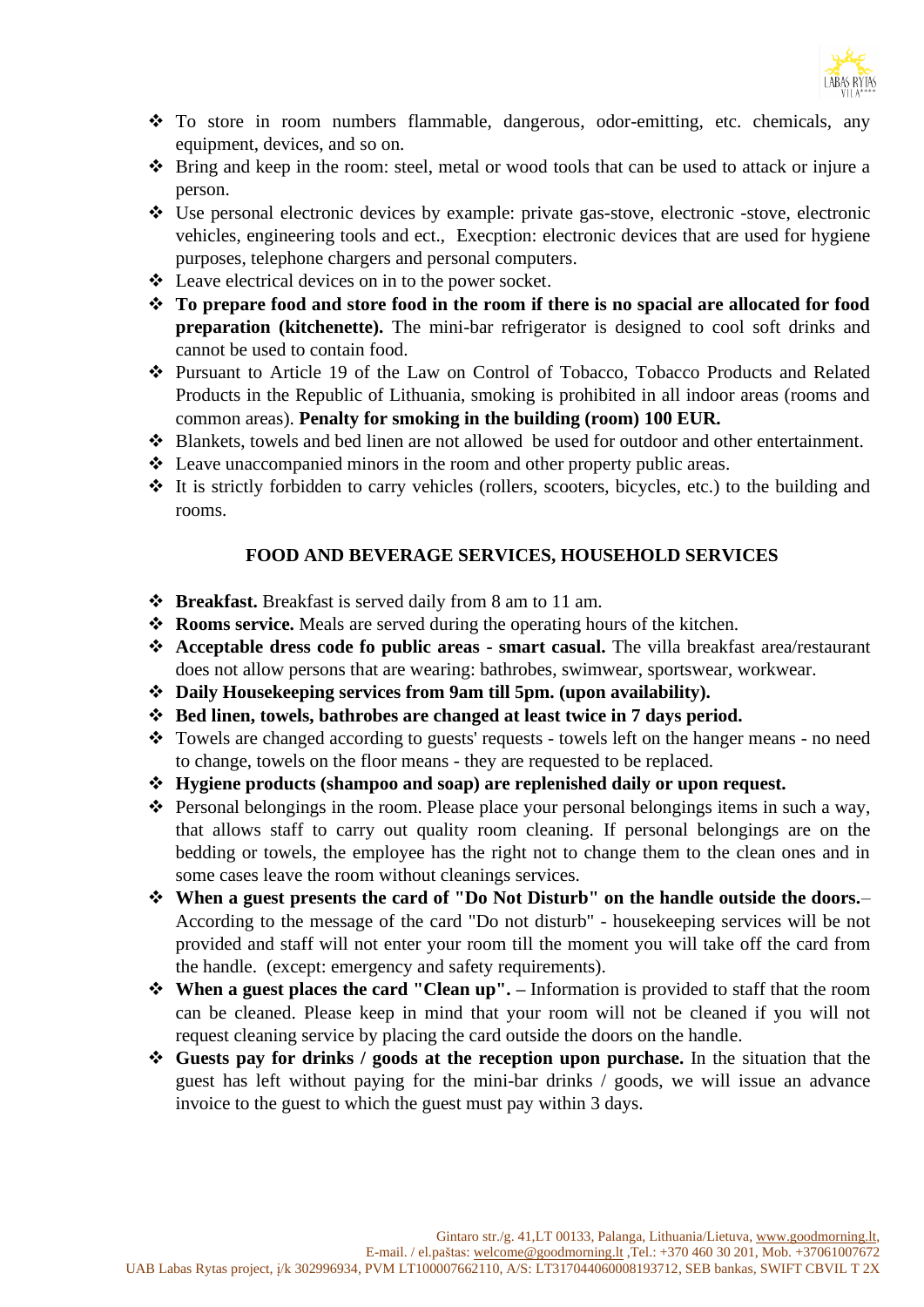- To store in room numbers flammable, dangerous, odor-emitting, etc. chemicals, any equipment, devices, and so on.
- Bring and keep in the room: steel, metal or wood tools that can be used to attack or injure a person.
- Use personal electronic devices by example: private gas-stove, electronic -stove, electronic vehicles, engineering tools and ect., Execption: electronic devices that are used for hygiene purposes, telephone chargers and personal computers.
- Leave electrical devices on in to the power socket.
- **To prepare food and store food in the room if there is no spacial are allocated for food preparation (kitchenette).** The mini-bar refrigerator is designed to cool soft drinks and cannot be used to contain food.
- Pursuant to Article 19 of the Law on Control of Tobacco, Tobacco Products and Related Products in the Republic of Lithuania, smoking is prohibited in all indoor areas (rooms and common areas). **Penalty for smoking in the building (room) 100 EUR.**
- Blankets, towels and bed linen are not allowed be used for outdoor and other entertainment.
- Leave unaccompanied minors in the room and other property public areas.
- It is strictly forbidden to carry vehicles (rollers, scooters, bicycles, etc.) to the building and rooms.

## FOOD AND BEVERAGE SERVICES, HOUSEHOLD SERVICES

- **Breakfast.** Breakfast is served daily from 8 am to 11 am.
- **Rooms service.** Meals are served during the operating hours of the kitchen.
- **Acceptable dress code fo public areas - smart casual.** The villa breakfast area/restaurant does not allow persons that are wearing: bathrobes, swimwear, sportswear, workwear.
- **Daily Housekeeping services from 9am till 5pm. (upon availability).**
- **Bed linen, towels, bathrobes are changed at least twice in 7 days period.**
- Towels are changed according to guests' requests - towels left on the hanger means - no need to change, towels on the floor means - they are requested to be replaced.
- **Hygiene products (shampoo and soap) are replenished daily or upon request.**
- Personal belongings in the room. Please place your personal belongings items in such a way, that allows staff to carry out quality room cleaning. If personal belongings are on the bedding or towels, the employee has the right not to change them to the clean ones and in some cases leave the room without cleanings services.
- **When a guest presents the card of "Do Not Disturb" on the handle outside the doors.**– According to the message of the card "Do not disturb" - housekeeping services will be not provided and staff will not enter your room till the moment you will take off the card from the handle. (except: emergency and safety requirements).
- **When a guest places the card "Clean up". –** Information is provided to staff that the room can be cleaned. Please keep in mind that your room will not be cleaned if you will not request cleaning service by placing the card outside the doors on the handle.
- **Guests pay for drinks / goods at the reception upon purchase.** In the situation that the guest has left without paying for the mini-bar drinks / goods, we will issue an advance invoice to the guest to which the guest must pay within 3 days.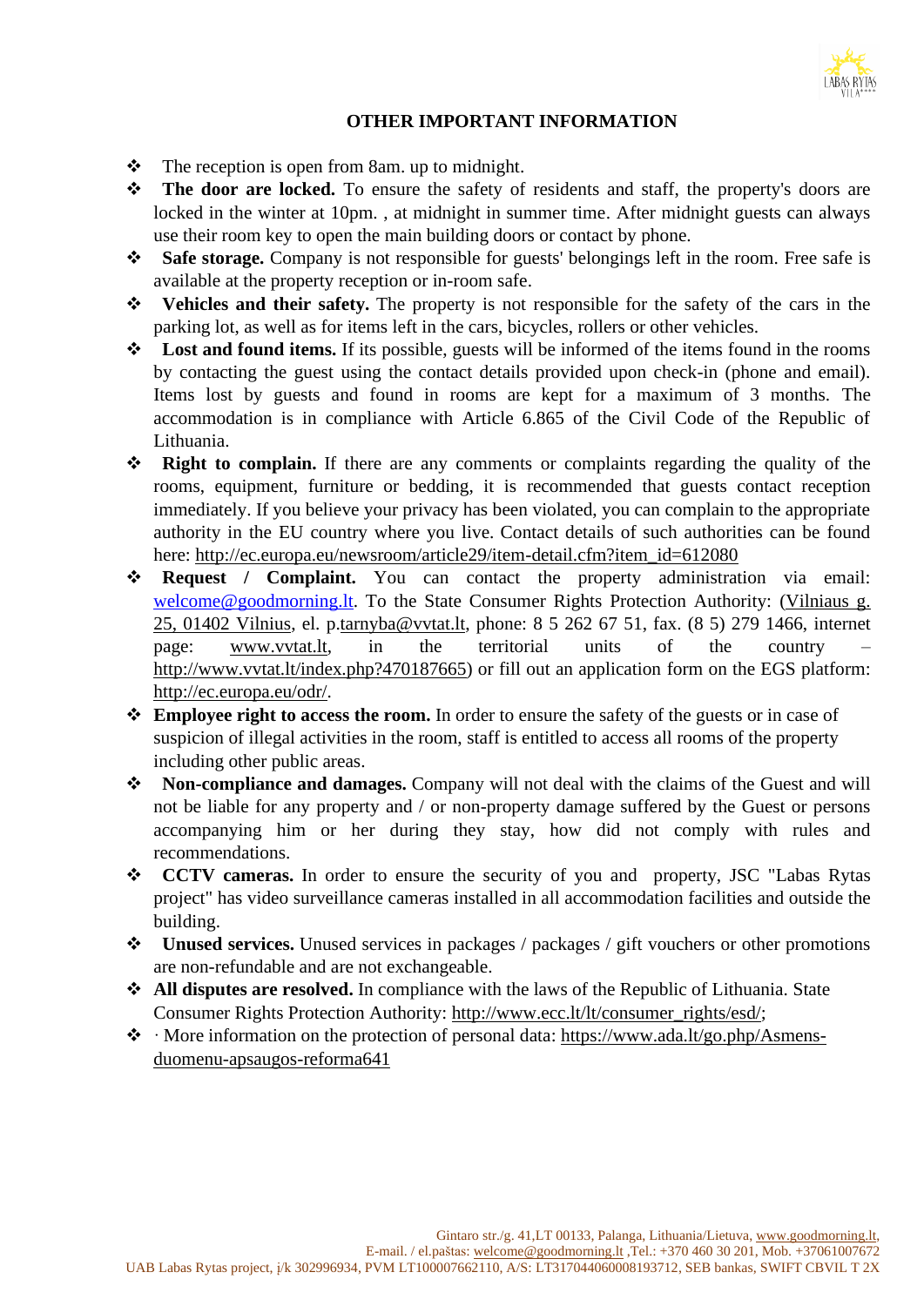## OTHER IMPORTANT INFORMATION

- The reception is open from 8am. up to midnight.
- **The door are locked.** To ensure the safety of residents and staff, the property's doors are locked in the winter at 10pm. , at midnight in summer time. After midnight guests can always use their room key to open the main building doors or contact by phone.
- **Safe storage.** Company is not responsible for guests' belongings left in the room. Free safe is available at the property reception or in-room safe.
- **Vehicles and their safety.** The property is not responsible for the safety of the cars in the parking lot, as well as for items left in the cars, bicycles, rollers or other vehicles.
- **Lost and found items.** If its possible, guests will be informed of the items found in the rooms by contacting the guest using the contact details provided upon check-in (phone and email). Items lost by guests and found in rooms are kept for a maximum of 3 months. The accommodation is in compliance with Article 6.865 of the Civil Code of the Republic of Lithuania.
- **Right to complain.** If there are any comments or complaints regarding the quality of the rooms, equipment, furniture or bedding, it is recommended that guests contact reception immediately. If you believe your privacy has been violated, you can complain to the appropriate authority in the EU country where you live. Contact details of such authorities can be found here: http://ec.europa.eu/newsroom/article29/item-detail.cfm?item_id=612080
- **Request / Complaint.** You can contact the property administration via email: welcome@goodmorning.lt. To the State Consumer Rights Protection Authority: (Vilniaus g. 25, 01402 Vilnius, el. p.tarnyba@vvtat.lt, phone: 8 5 262 67 51, fax. (8 5) 279 1466, internet page: www.vvtat.lt, in the territorial units of the country – http://www.vvtat.lt/index.php?470187665) or fill out an application form on the EGS platform: http://ec.europa.eu/odr/.
- **Employee right to access the room.** In order to ensure the safety of the guests or in case of suspicion of illegal activities in the room, staff is entitled to access all rooms of the property including other public areas.
- **Non-compliance and damages.** Company will not deal with the claims of the Guest and will not be liable for any property and / or non-property damage suffered by the Guest or persons accompanying him or her during they stay, how did not comply with rules and recommendations.
- **CCTV cameras.** In order to ensure the security of you and property, JSC "Labas Rytas project" has video surveillance cameras installed in all accommodation facilities and outside the building.
- **Unused services.** Unused services in packages / packages / gift vouchers or other promotions are non-refundable and are not exchangeable.
- **All disputes are resolved.** In compliance with the laws of the Republic of Lithuania. State Consumer Rights Protection Authority: http://www.ecc.lt/lt/consumer_rights/esd/;
- · More information on the protection of personal data: https://www.ada.lt/go.php/Asmens-duomenu-apsaugos-reforma641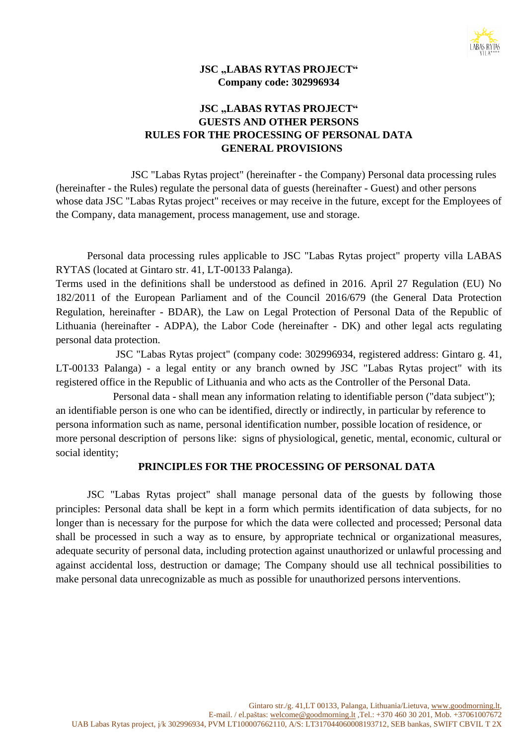**JSC „LABAS RYTAS PROJECT“**
**Company code: 302996934**

# JSC „LABAS RYTAS PROJECT“ GUESTS AND OTHER PERSONS RULES FOR THE PROCESSING OF PERSONAL DATA GENERAL PROVISIONS

JSC "Labas Rytas project" (hereinafter - the Company) Personal data processing rules (hereinafter - the Rules) regulate the personal data of guests (hereinafter - Guest) and other persons whose data JSC "Labas Rytas project" receives or may receive in the future, except for the Employees of the Company, data management, process management, use and storage.

Personal data processing rules applicable to JSC "Labas Rytas project" property villa LABAS RYTAS (located at Gintaro str. 41, LT-00133 Palanga).

Terms used in the definitions shall be understood as defined in 2016. April 27 Regulation (EU) No 182/2011 of the European Parliament and of the Council 2016/679 (the General Data Protection Regulation, hereinafter - BDAR), the Law on Legal Protection of Personal Data of the Republic of Lithuania (hereinafter - ADPA), the Labor Code (hereinafter - DK) and other legal acts regulating personal data protection.

JSC "Labas Rytas project" (company code: 302996934, registered address: Gintaro g. 41, LT-00133 Palanga) - a legal entity or any branch owned by JSC "Labas Rytas project" with its registered office in the Republic of Lithuania and who acts as the Controller of the Personal Data.

Personal data - shall mean any information relating to identifiable person ("data subject"); an identifiable person is one who can be identified, directly or indirectly, in particular by reference to persona information such as name, personal identification number, possible location of residence, or more personal description of persons like: signs of physiological, genetic, mental, economic, cultural or social identity;

## PRINCIPLES FOR THE PROCESSING OF PERSONAL DATA

JSC "Labas Rytas project" shall manage personal data of the guests by following those principles: Personal data shall be kept in a form which permits identification of data subjects, for no longer than is necessary for the purpose for which the data were collected and processed; Personal data shall be processed in such a way as to ensure, by appropriate technical or organizational measures, adequate security of personal data, including protection against unauthorized or unlawful processing and against accidental loss, destruction or damage; The Company should use all technical possibilities to make personal data unrecognizable as much as possible for unauthorized persons interventions.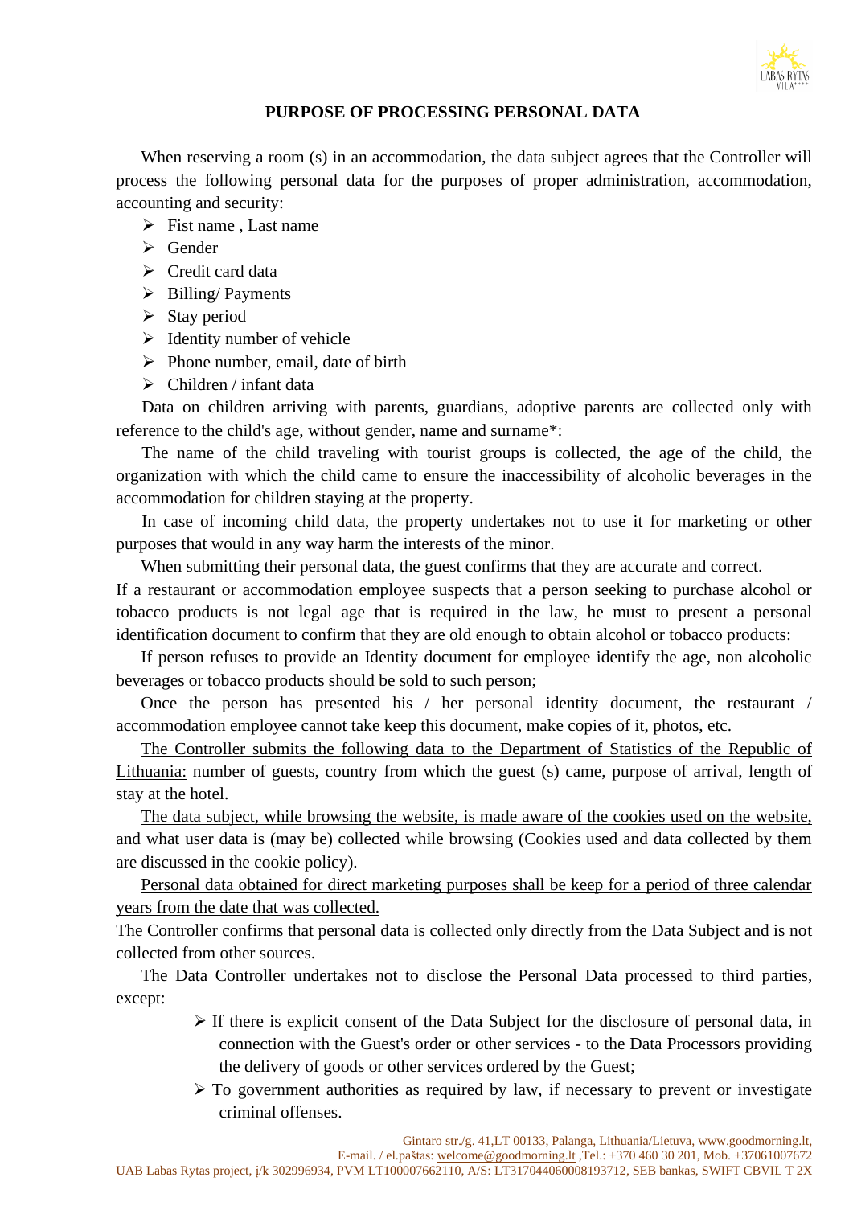## PURPOSE OF PROCESSING PERSONAL DATA

When reserving a room (s) in an accommodation, the data subject agrees that the Controller will process the following personal data for the purposes of proper administration, accommodation, accounting and security:

- Fist name , Last name
- Gender
- Credit card data
- Billing/ Payments
- Stay period
- Identity number of vehicle
- Phone number, email, date of birth
- Children / infant data

Data on children arriving with parents, guardians, adoptive parents are collected only with reference to the child's age, without gender, name and surname*:

The name of the child traveling with tourist groups is collected, the age of the child, the organization with which the child came to ensure the inaccessibility of alcoholic beverages in the accommodation for children staying at the property.

In case of incoming child data, the property undertakes not to use it for marketing or other purposes that would in any way harm the interests of the minor.

When submitting their personal data, the guest confirms that they are accurate and correct.

If a restaurant or accommodation employee suspects that a person seeking to purchase alcohol or tobacco products is not legal age that is required in the law, he must to present a personal identification document to confirm that they are old enough to obtain alcohol or tobacco products:

If person refuses to provide an Identity document for employee identify the age, non alcoholic beverages or tobacco products should be sold to such person;

Once the person has presented his / her personal identity document, the restaurant / accommodation employee cannot take keep this document, make copies of it, photos, etc.

The Controller submits the following data to the Department of Statistics of the Republic of Lithuania: number of guests, country from which the guest (s) came, purpose of arrival, length of stay at the hotel.

The data subject, while browsing the website, is made aware of the cookies used on the website, and what user data is (may be) collected while browsing (Cookies used and data collected by them are discussed in the cookie policy).

Personal data obtained for direct marketing purposes shall be keep for a period of three calendar years from the date that was collected.

The Controller confirms that personal data is collected only directly from the Data Subject and is not collected from other sources.

The Data Controller undertakes not to disclose the Personal Data processed to third parties, except:

- If there is explicit consent of the Data Subject for the disclosure of personal data, in connection with the Guest's order or other services - to the Data Processors providing the delivery of goods or other services ordered by the Guest;
- To government authorities as required by law, if necessary to prevent or investigate criminal offenses.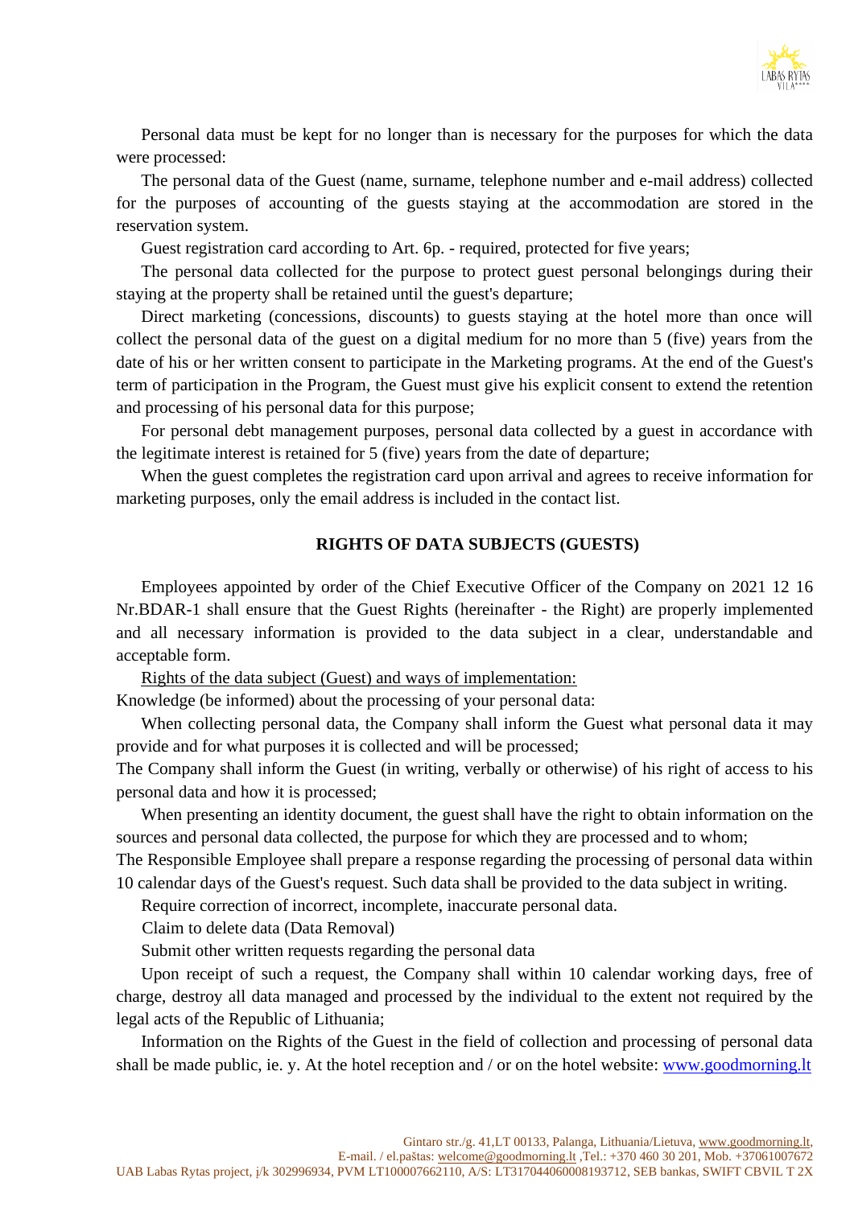Personal data must be kept for no longer than is necessary for the purposes for which the data were processed:

The personal data of the Guest (name, surname, telephone number and e-mail address) collected for the purposes of accounting of the guests staying at the accommodation are stored in the reservation system.

Guest registration card according to Art. 6p. - required, protected for five years;

The personal data collected for the purpose to protect guest personal belongings during their staying at the property shall be retained until the guest's departure;

Direct marketing (concessions, discounts) to guests staying at the hotel more than once will collect the personal data of the guest on a digital medium for no more than 5 (five) years from the date of his or her written consent to participate in the Marketing programs. At the end of the Guest's term of participation in the Program, the Guest must give his explicit consent to extend the retention and processing of his personal data for this purpose;

For personal debt management purposes, personal data collected by a guest in accordance with the legitimate interest is retained for 5 (five) years from the date of departure;

When the guest completes the registration card upon arrival and agrees to receive information for marketing purposes, only the email address is included in the contact list.

## RIGHTS OF DATA SUBJECTS (GUESTS)

Employees appointed by order of the Chief Executive Officer of the Company on 2021 12 16 Nr.BDAR-1 shall ensure that the Guest Rights (hereinafter - the Right) are properly implemented and all necessary information is provided to the data subject in a clear, understandable and acceptable form.

Rights of the data subject (Guest) and ways of implementation:

Knowledge (be informed) about the processing of your personal data:

When collecting personal data, the Company shall inform the Guest what personal data it may provide and for what purposes it is collected and will be processed;

The Company shall inform the Guest (in writing, verbally or otherwise) of his right of access to his personal data and how it is processed;

When presenting an identity document, the guest shall have the right to obtain information on the sources and personal data collected, the purpose for which they are processed and to whom;

The Responsible Employee shall prepare a response regarding the processing of personal data within 10 calendar days of the Guest's request. Such data shall be provided to the data subject in writing.

Require correction of incorrect, incomplete, inaccurate personal data.

Claim to delete data (Data Removal)

Submit other written requests regarding the personal data

Upon receipt of such a request, the Company shall within 10 calendar working days, free of charge, destroy all data managed and processed by the individual to the extent not required by the legal acts of the Republic of Lithuania;

Information on the Rights of the Guest in the field of collection and processing of personal data shall be made public, ie. y. At the hotel reception and / or on the hotel website: www.goodmorning.lt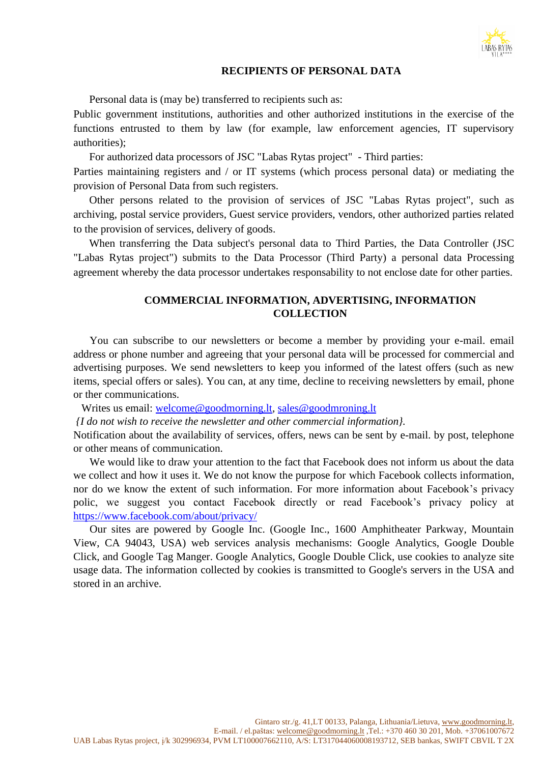## RECIPIENTS OF PERSONAL DATA

Personal data is (may be) transferred to recipients such as:
Public government institutions, authorities and other authorized institutions in the exercise of the functions entrusted to them by law (for example, law enforcement agencies, IT supervisory authorities);

For authorized data processors of JSC "Labas Rytas project" - Third parties:
Parties maintaining registers and / or IT systems (which process personal data) or mediating the provision of Personal Data from such registers.

Other persons related to the provision of services of JSC "Labas Rytas project", such as archiving, postal service providers, Guest service providers, vendors, other authorized parties related to the provision of services, delivery of goods.

When transferring the Data subject's personal data to Third Parties, the Data Controller (JSC "Labas Rytas project") submits to the Data Processor (Third Party) a personal data Processing agreement whereby the data processor undertakes responsability to not enclose date for other parties.

## COMMERCIAL INFORMATION, ADVERTISING, INFORMATION COLLECTION

You can subscribe to our newsletters or become a member by providing your e-mail. email address or phone number and agreeing that your personal data will be processed for commercial and advertising purposes. We send newsletters to keep you informed of the latest offers (such as new items, special offers or sales). You can, at any time, decline to receiving newsletters by email, phone or ther communications.

Writes us email: welcome@goodmorning.lt, sales@goodmroning.lt

*{I do not wish to receive the newsletter and other commercial information}.*

Notification about the availability of services, offers, news can be sent by e-mail. by post, telephone or other means of communication.

We would like to draw your attention to the fact that Facebook does not inform us about the data we collect and how it uses it. We do not know the purpose for which Facebook collects information, nor do we know the extent of such information. For more information about Facebook's privacy polic, we suggest you contact Facebook directly or read Facebook's privacy policy at https://www.facebook.com/about/privacy/

Our sites are powered by Google Inc. (Google Inc., 1600 Amphitheater Parkway, Mountain View, CA 94043, USA) web services analysis mechanisms: Google Analytics, Google Double Click, and Google Tag Manger. Google Analytics, Google Double Click, use cookies to analyze site usage data. The information collected by cookies is transmitted to Google's servers in the USA and stored in an archive.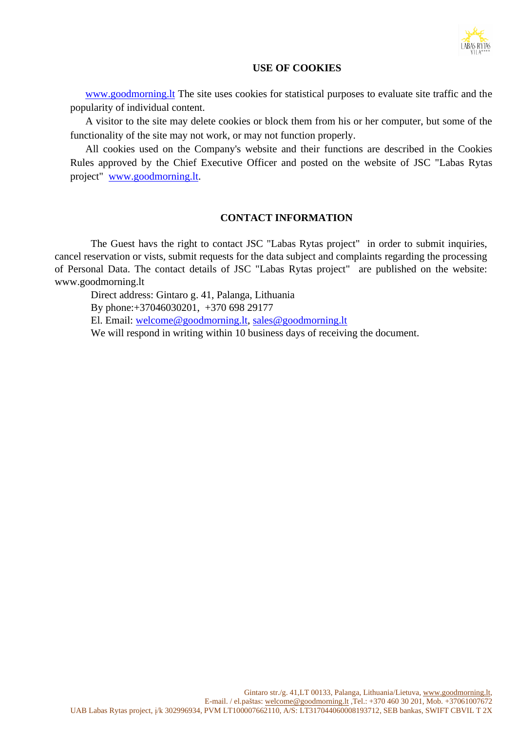## USE OF COOKIES

www.goodmorning.lt The site uses cookies for statistical purposes to evaluate site traffic and the popularity of individual content.

A visitor to the site may delete cookies or block them from his or her computer, but some of the functionality of the site may not work, or may not function properly.

All cookies used on the Company's website and their functions are described in the Cookies Rules approved by the Chief Executive Officer and posted on the website of JSC "Labas Rytas project" www.goodmorning.lt.

## CONTACT INFORMATION

The Guest havs the right to contact JSC "Labas Rytas project" in order to submit inquiries, cancel reservation or vists, submit requests for the data subject and complaints regarding the processing of Personal Data. The contact details of JSC "Labas Rytas project" are published on the website: www.goodmorning.lt

Direct address: Gintaro g. 41, Palanga, Lithuania

By phone:+37046030201, +370 698 29177

El. Email: welcome@goodmorning.lt, sales@goodmorning.lt

We will respond in writing within 10 business days of receiving the document.